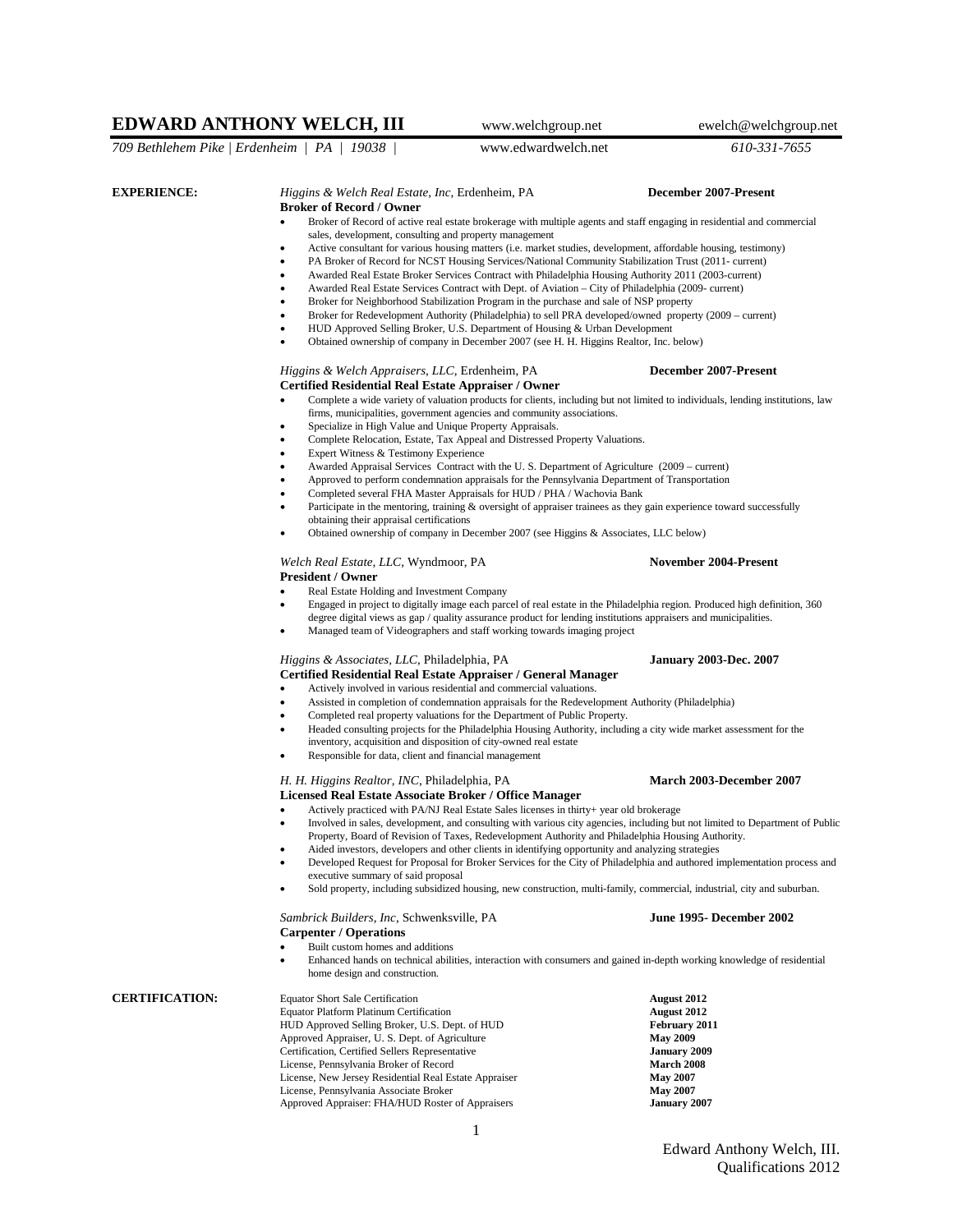# EDWARD ANTHONY WELCH, III

www.welchgroup.net | ewelch@welchgroup.net

*709 Bethlehem Pike | Erdenheim | PA | 19038 |* www.edwardwelch.net *610-331-7655*

## EXPERIENCE:

*Higgins & Welch Real Estate, Inc*, Erdenheim, PA **December 2007-Present**

**Broker of Record / Owner**

- Broker of Record of active real estate brokerage with multiple agents and staff engaging in residential and commercial sales, development, consulting and property management
- Active consultant for various housing matters (i.e. market studies, development, affordable housing, testimony)
- PA Broker of Record for NCST Housing Services/National Community Stabilization Trust (2011- current)
- Awarded Real Estate Broker Services Contract with Philadelphia Housing Authority 2011 (2003-current)
- Awarded Real Estate Services Contract with Dept. of Aviation – City of Philadelphia (2009- current)
- Broker for Neighborhood Stabilization Program in the purchase and sale of NSP property
- Broker for Redevelopment Authority (Philadelphia) to sell PRA developed/owned property (2009 – current)
- HUD Approved Selling Broker, U.S. Department of Housing & Urban Development
- Obtained ownership of company in December 2007 (see H. H. Higgins Realtor, Inc. below)

*Higgins & Welch Appraisers, LLC*, Erdenheim, PA **December 2007-Present**

**Certified Residential Real Estate Appraiser / Owner**

- Complete a wide variety of valuation products for clients, including but not limited to individuals, lending institutions, law firms, municipalities, government agencies and community associations.
- Specialize in High Value and Unique Property Appraisals.
- Complete Relocation, Estate, Tax Appeal and Distressed Property Valuations.
- Expert Witness & Testimony Experience
- Awarded Appraisal Services Contract with the U. S. Department of Agriculture (2009 – current)
- Approved to perform condemnation appraisals for the Pennsylvania Department of Transportation
- Completed several FHA Master Appraisals for HUD / PHA / Wachovia Bank
- Participate in the mentoring, training & oversight of appraiser trainees as they gain experience toward successfully obtaining their appraisal certifications
- Obtained ownership of company in December 2007 (see Higgins & Associates, LLC below)

*Welch Real Estate, LLC*, Wyndmoor, PA **November 2004-Present**

**President / Owner**

- Real Estate Holding and Investment Company
- Engaged in project to digitally image each parcel of real estate in the Philadelphia region. Produced high definition, 360 degree digital views as gap / quality assurance product for lending institutions appraisers and municipalities.
- Managed team of Videographers and staff working towards imaging project

*Higgins & Associates, LLC*, Philadelphia, PA **January 2003-Dec. 2007**

**Certified Residential Real Estate Appraiser / General Manager**

- Actively involved in various residential and commercial valuations.
- Assisted in completion of condemnation appraisals for the Redevelopment Authority (Philadelphia)
- Completed real property valuations for the Department of Public Property.
- Headed consulting projects for the Philadelphia Housing Authority, including a city wide market assessment for the inventory, acquisition and disposition of city-owned real estate
- Responsible for data, client and financial management

*H. H. Higgins Realtor, INC*, Philadelphia, PA **March 2003-December 2007**

**Licensed Real Estate Associate Broker / Office Manager**

- Actively practiced with PA/NJ Real Estate Sales licenses in thirty+ year old brokerage
- Involved in sales, development, and consulting with various city agencies, including but not limited to Department of Public Property, Board of Revision of Taxes, Redevelopment Authority and Philadelphia Housing Authority.
- Aided investors, developers and other clients in identifying opportunity and analyzing strategies
- Developed Request for Proposal for Broker Services for the City of Philadelphia and authored implementation process and executive summary of said proposal
- Sold property, including subsidized housing, new construction, multi-family, commercial, industrial, city and suburban.

*Sambrick Builders, Inc*, Schwenksville, PA **June 1995- December 2002**

**Carpenter / Operations**

- Built custom homes and additions
- Enhanced hands on technical abilities, interaction with consumers and gained in-depth working knowledge of residential home design and construction.

## CERTIFICATION:

| Certification | Date |
|---|---|
| Equator Short Sale Certification | **August 2012** |
| Equator Platform Platinum Certification | **August 2012** |
| HUD Approved Selling Broker, U.S. Dept. of HUD | **February 2011** |
| Approved Appraiser, U. S. Dept. of Agriculture | **May 2009** |
| Certification, Certified Sellers Representative | **January 2009** |
| License, Pennsylvania Broker of Record | **March 2008** |
| License, New Jersey Residential Real Estate Appraiser | **May 2007** |
| License, Pennsylvania Associate Broker | **May 2007** |
| Approved Appraiser: FHA/HUD Roster of Appraisers | **January 2007** |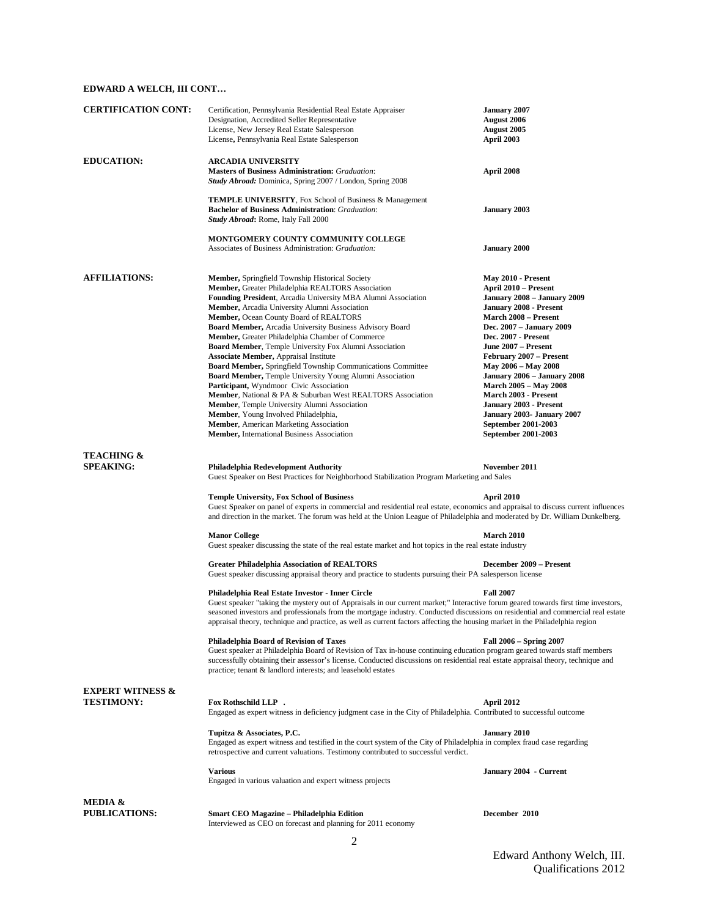**EDWARD A WELCH, III CONT…**

**CERTIFICATION CONT:**

| | |
|---|---|
| Certification, Pennsylvania Residential Real Estate Appraiser | **January 2007** |
| Designation, Accredited Seller Representative | **August 2006** |
| License, New Jersey Real Estate Salesperson | **August 2005** |
| License**,** Pennsylvania Real Estate Salesperson | **April 2003** |

**EDUCATION:**

**ARCADIA UNIVERSITY**
**Masters of Business Administration:** *Graduation*: **April 2008**
***Study Abroad:*** Dominica, Spring 2007 / London, Spring 2008

**TEMPLE UNIVERSITY**, Fox School of Business & Management
**Bachelor of Business Administration**: *Graduation*: **January 2003**
***Study Abroad*:** Rome, Italy Fall 2000

**MONTGOMERY COUNTY COMMUNITY COLLEGE**
Associates of Business Administration: *Graduation:* **January 2000**

**AFFILIATIONS:**

| | |
|---|---|
| **Member,** Springfield Township Historical Society | **May 2010 - Present** |
| **Member,** Greater Philadelphia REALTORS Association | **April 2010 – Present** |
| **Founding President**, Arcadia University MBA Alumni Association | **January 2008 – January 2009** |
| **Member,** Arcadia University Alumni Association | **January 2008 - Present** |
| **Member,** Ocean County Board of REALTORS | **March 2008 – Present** |
| **Board Member,** Arcadia University Business Advisory Board | **Dec. 2007 – January 2009** |
| **Member,** Greater Philadelphia Chamber of Commerce | **Dec. 2007 - Present** |
| **Board Member**, Temple University Fox Alumni Association | **June 2007 – Present** |
| **Associate Member,** Appraisal Institute | **February 2007 – Present** |
| **Board Member,** Springfield Township Communications Committee | **May 2006 – May 2008** |
| **Board Member,** Temple University Young Alumni Association | **January 2006 – January 2008** |
| **Participant,** Wyndmoor Civic Association | **March 2005 – May 2008** |
| **Member**, National & PA & Suburban West REALTORS Association | **March 2003 - Present** |
| **Member**, Temple University Alumni Association | **January 2003 - Present** |
| **Member**, Young Involved Philadelphia, | **January 2003- January 2007** |
| **Member**, American Marketing Association | **September 2001-2003** |
| **Member,** International Business Association | **September 2001-2003** |

**TEACHING & SPEAKING:**

**Philadelphia Redevelopment Authority** — **November 2011**
Guest Speaker on Best Practices for Neighborhood Stabilization Program Marketing and Sales

**Temple University, Fox School of Business** — **April 2010**
Guest Speaker on panel of experts in commercial and residential real estate, economics and appraisal to discuss current influences and direction in the market. The forum was held at the Union League of Philadelphia and moderated by Dr. William Dunkelberg.

**Manor College** — **March 2010**
Guest speaker discussing the state of the real estate market and hot topics in the real estate industry

**Greater Philadelphia Association of REALTORS** — **December 2009 – Present**
Guest speaker discussing appraisal theory and practice to students pursuing their PA salesperson license

**Philadelphia Real Estate Investor - Inner Circle** — **Fall 2007**
Guest speaker "taking the mystery out of Appraisals in our current market;" Interactive forum geared towards first time investors, seasoned investors and professionals from the mortgage industry. Conducted discussions on residential and commercial real estate appraisal theory, technique and practice, as well as current factors affecting the housing market in the Philadelphia region

**Philadelphia Board of Revision of Taxes** — **Fall 2006 – Spring 2007**
Guest speaker at Philadelphia Board of Revision of Tax in-house continuing education program geared towards staff members successfully obtaining their assessor's license. Conducted discussions on residential real estate appraisal theory, technique and practice; tenant & landlord interests; and leasehold estates

**EXPERT WITNESS & TESTIMONY:**

**Fox Rothschild LLP .** — **April 2012**
Engaged as expert witness in deficiency judgment case in the City of Philadelphia. Contributed to successful outcome

**Tupitza & Associates, P.C.** — **January 2010**
Engaged as expert witness and testified in the court system of the City of Philadelphia in complex fraud case regarding retrospective and current valuations. Testimony contributed to successful verdict.

**Various** — **January 2004 - Current**
Engaged in various valuation and expert witness projects

**MEDIA & PUBLICATIONS:**

**Smart CEO Magazine – Philadelphia Edition** — **December 2010**
Interviewed as CEO on forecast and planning for 2011 economy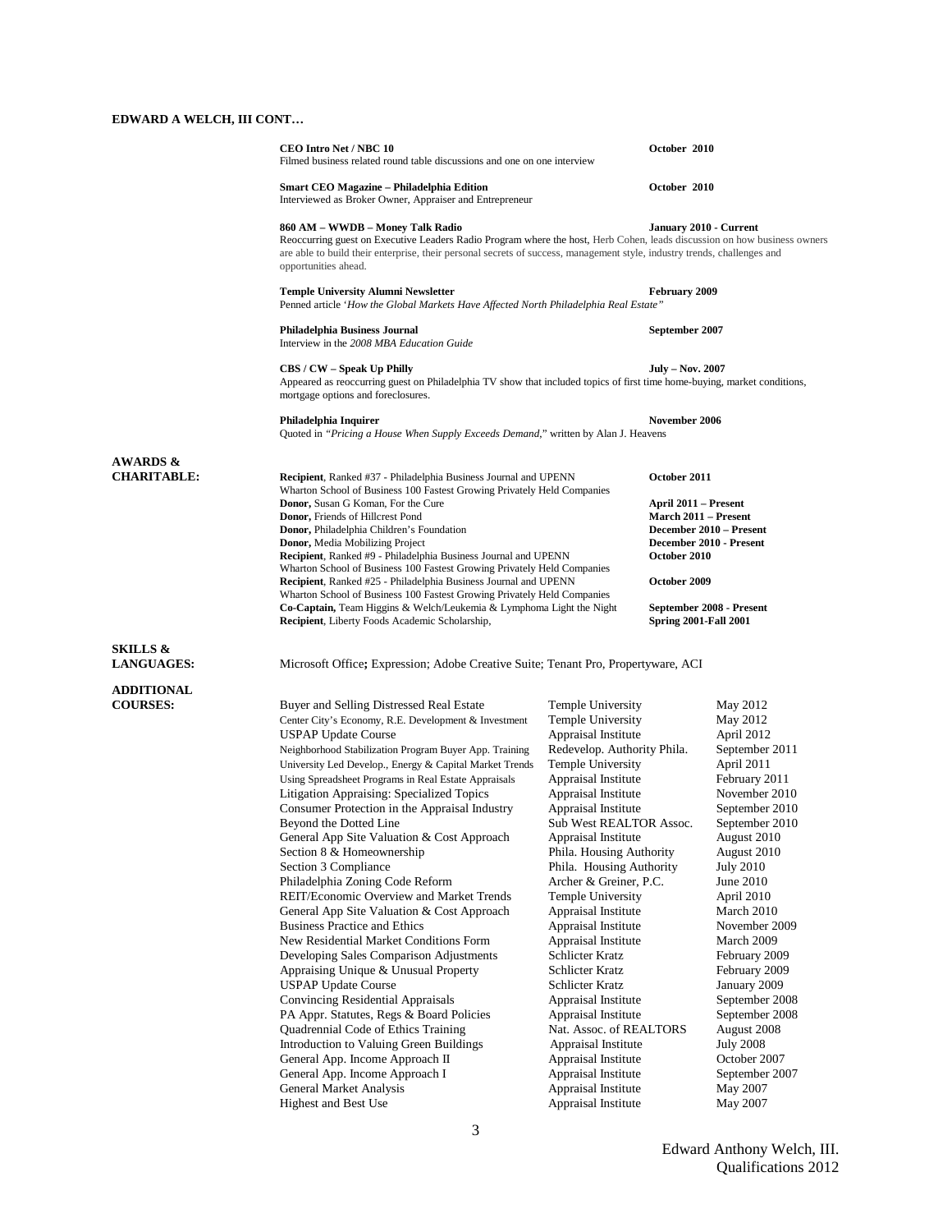**EDWARD A WELCH, III CONT…**

**CEO Intro Net / NBC 10** — **October 2010**
Filmed business related round table discussions and one on one interview

**Smart CEO Magazine – Philadelphia Edition** — **October 2010**
Interviewed as Broker Owner, Appraiser and Entrepreneur

**860 AM – WWDB – Money Talk Radio** — **January 2010 - Current**
Reoccurring guest on Executive Leaders Radio Program where the host, Herb Cohen, leads discussion on how business owners are able to build their enterprise, their personal secrets of success, management style, industry trends, challenges and opportunities ahead.

**Temple University Alumni Newsletter** — **February 2009**
Penned article '*How the Global Markets Have Affected North Philadelphia Real Estate"*

**Philadelphia Business Journal** — **September 2007**
Interview in the *2008 MBA Education Guide*

**CBS / CW – Speak Up Philly** — **July – Nov. 2007**
Appeared as reoccurring guest on Philadelphia TV show that included topics of first time home-buying, market conditions, mortgage options and foreclosures.

**Philadelphia Inquirer** — **November 2006**
Quoted in *"Pricing a House When Supply Exceeds Demand,"* written by Alan J. Heavens

**AWARDS & CHARITABLE:**

- **Recipient**, Ranked #37 - Philadelphia Business Journal and UPENN Wharton School of Business 100 Fastest Growing Privately Held Companies — **October 2011**
- **Donor,** Susan G Koman, For the Cure — **April 2011 – Present**
- **Donor,** Friends of Hillcrest Pond — **March 2011 – Present**
- **Donor,** Philadelphia Children's Foundation — **December 2010 – Present**
- **Donor,** Media Mobilizing Project — **December 2010 - Present**
- **Recipient**, Ranked #9 - Philadelphia Business Journal and UPENN Wharton School of Business 100 Fastest Growing Privately Held Companies — **October 2010**
- **Recipient**, Ranked #25 - Philadelphia Business Journal and UPENN Wharton School of Business 100 Fastest Growing Privately Held Companies — **October 2009**
- **Co-Captain,** Team Higgins & Welch/Leukemia & Lymphoma Light the Night — **September 2008 - Present**
- **Recipient**, Liberty Foods Academic Scholarship, — **Spring 2001-Fall 2001**

**SKILLS & LANGUAGES:**

Microsoft Office**;** Expression; Adobe Creative Suite; Tenant Pro, Propertyware, ACI

**ADDITIONAL COURSES:**

| Course | Provider | Date |
|---|---|---|
| Buyer and Selling Distressed Real Estate | Temple University | May 2012 |
| Center City's Economy, R.E. Development & Investment | Temple University | May 2012 |
| USPAP Update Course | Appraisal Institute | April 2012 |
| Neighborhood Stabilization Program Buyer App. Training | Redevelop. Authority Phila. | September 2011 |
| University Led Develop., Energy & Capital Market Trends | Temple University | April 2011 |
| Using Spreadsheet Programs in Real Estate Appraisals | Appraisal Institute | February 2011 |
| Litigation Appraising: Specialized Topics | Appraisal Institute | November 2010 |
| Consumer Protection in the Appraisal Industry | Appraisal Institute | September 2010 |
| Beyond the Dotted Line | Sub West REALTOR Assoc. | September 2010 |
| General App Site Valuation & Cost Approach | Appraisal Institute | August 2010 |
| Section 8 & Homeownership | Phila. Housing Authority | August 2010 |
| Section 3 Compliance | Phila. Housing Authority | July 2010 |
| Philadelphia Zoning Code Reform | Archer & Greiner, P.C. | June 2010 |
| REIT/Economic Overview and Market Trends | Temple University | April 2010 |
| General App Site Valuation & Cost Approach | Appraisal Institute | March 2010 |
| Business Practice and Ethics | Appraisal Institute | November 2009 |
| New Residential Market Conditions Form | Appraisal Institute | March 2009 |
| Developing Sales Comparison Adjustments | Schlicter Kratz | February 2009 |
| Appraising Unique & Unusual Property | Schlicter Kratz | February 2009 |
| USPAP Update Course | Schlicter Kratz | January 2009 |
| Convincing Residential Appraisals | Appraisal Institute | September 2008 |
| PA Appr. Statutes, Regs & Board Policies | Appraisal Institute | September 2008 |
| Quadrennial Code of Ethics Training | Nat. Assoc. of REALTORS | August 2008 |
| Introduction to Valuing Green Buildings | Appraisal Institute | July 2008 |
| General App. Income Approach II | Appraisal Institute | October 2007 |
| General App. Income Approach I | Appraisal Institute | September 2007 |
| General Market Analysis | Appraisal Institute | May 2007 |
| Highest and Best Use | Appraisal Institute | May 2007 |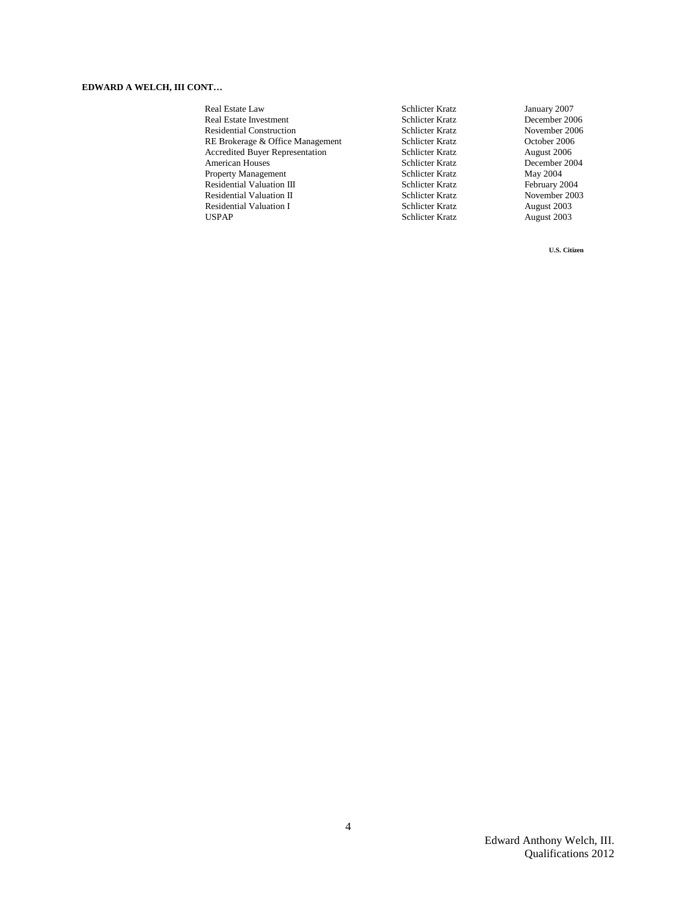**EDWARD A WELCH, III CONT…**

| | | |
|---|---|---|
| Real Estate Law | Schlicter Kratz | January 2007 |
| Real Estate Investment | Schlicter Kratz | December 2006 |
| Residential Construction | Schlicter Kratz | November 2006 |
| RE Brokerage & Office Management | Schlicter Kratz | October 2006 |
| Accredited Buyer Representation | Schlicter Kratz | August 2006 |
| American Houses | Schlicter Kratz | December 2004 |
| Property Management | Schlicter Kratz | May 2004 |
| Residential Valuation III | Schlicter Kratz | February 2004 |
| Residential Valuation II | Schlicter Kratz | November 2003 |
| Residential Valuation I | Schlicter Kratz | August 2003 |
| USPAP | Schlicter Kratz | August 2003 |

**U.S. Citizen**